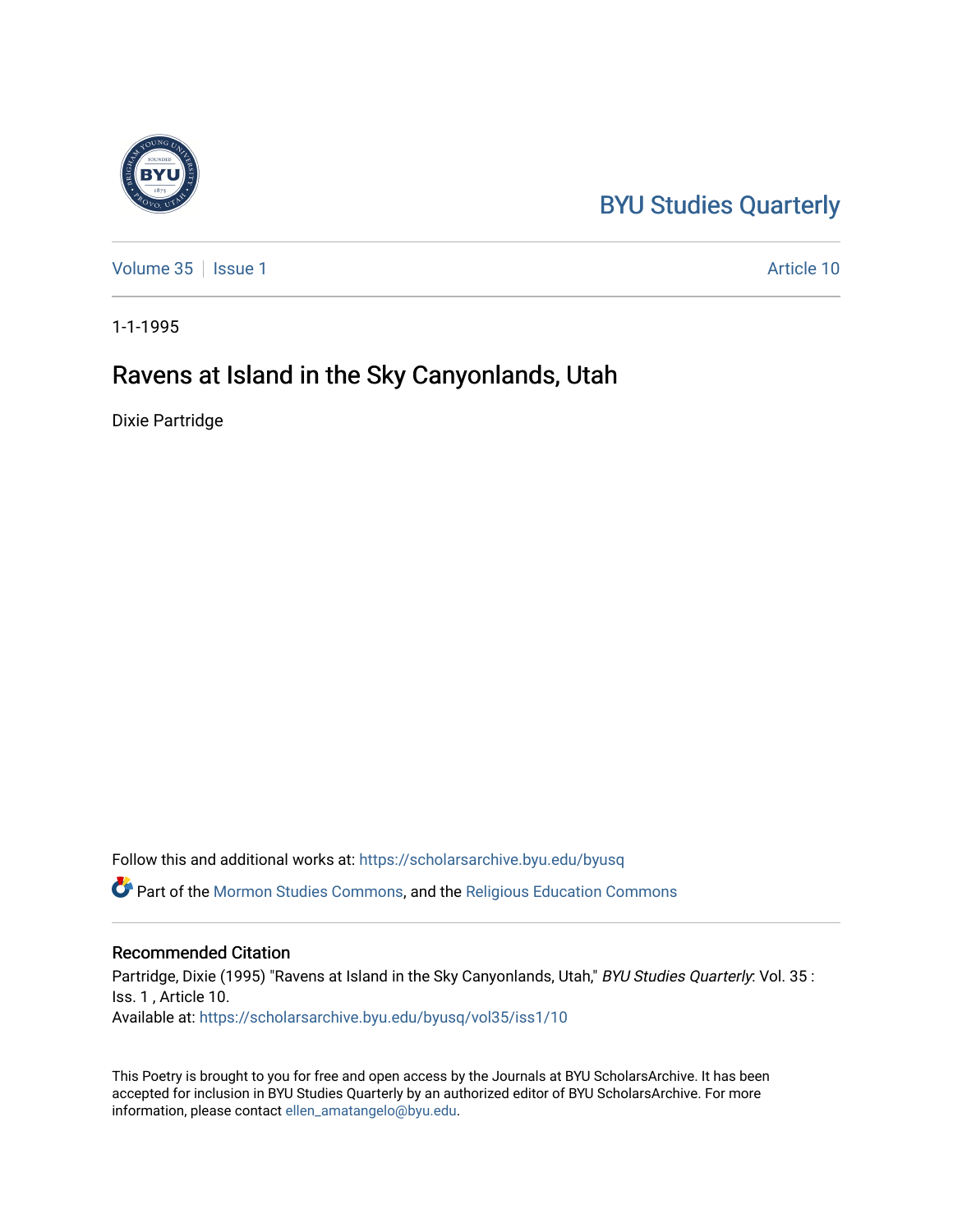BYU Studies Quarterly

Volume 35 | Issue 1 | Article 10

1-1-1995

# Ravens at Island in the Sky Canyonlands, Utah

Dixie Partridge

Follow this and additional works at: https://scholarsarchive.byu.edu/byusq

Part of the Mormon Studies Commons, and the Religious Education Commons

## Recommended Citation

Partridge, Dixie (1995) "Ravens at Island in the Sky Canyonlands, Utah," *BYU Studies Quarterly*: Vol. 35 : Iss. 1 , Article 10.
Available at: https://scholarsarchive.byu.edu/byusq/vol35/iss1/10

This Poetry is brought to you for free and open access by the Journals at BYU ScholarsArchive. It has been accepted for inclusion in BYU Studies Quarterly by an authorized editor of BYU ScholarsArchive. For more information, please contact ellen_amatangelo@byu.edu.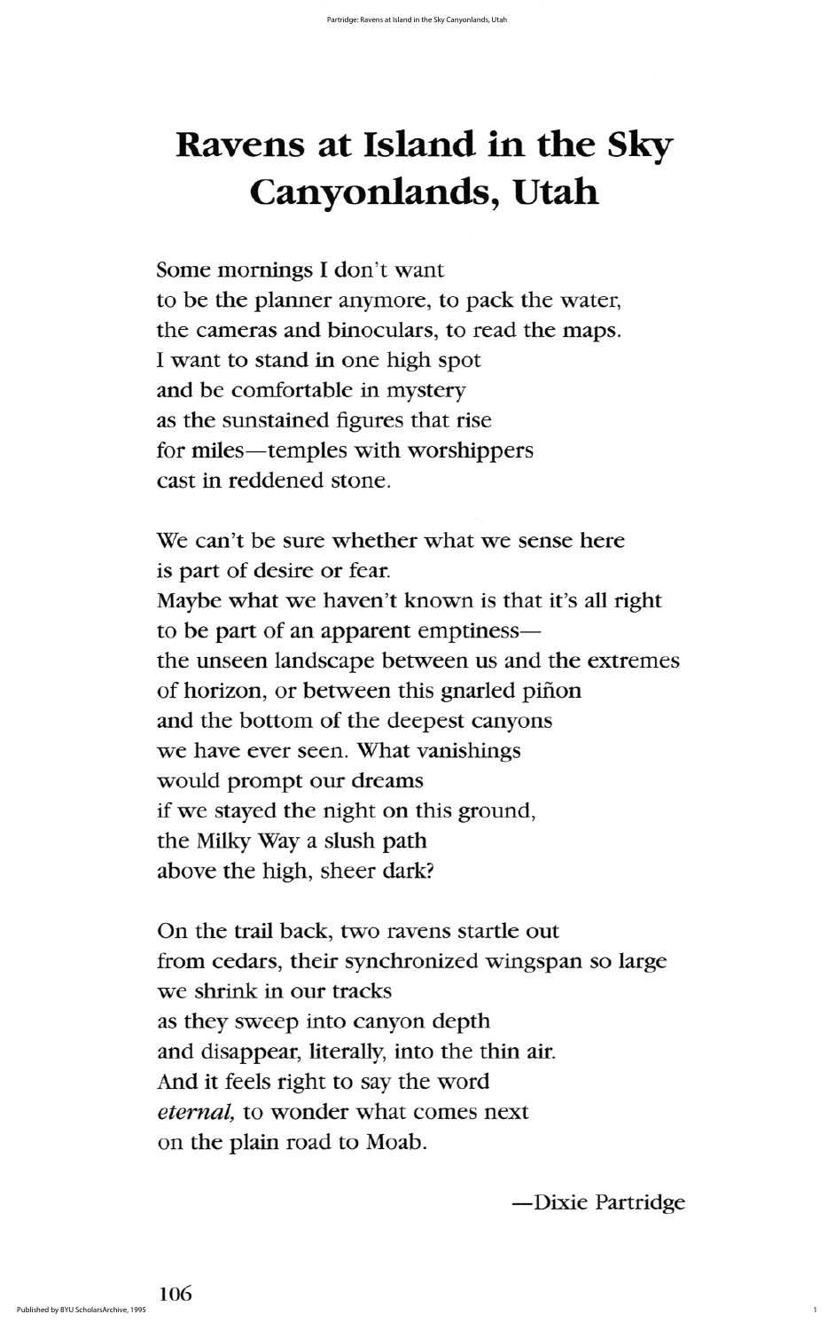# Ravens at Island in the Sky Canyonlands, Utah

Some mornings I don't want  
to be the planner anymore, to pack the water,  
the cameras and binoculars, to read the maps.  
I want to stand in one high spot  
and be comfortable in mystery  
as the sunstained figures that rise  
for miles—temples with worshippers  
cast in reddened stone.

We can't be sure whether what we sense here  
is part of desire or fear.  
Maybe what we haven't known is that it's all right  
to be part of an apparent emptiness—  
the unseen landscape between us and the extremes  
of horizon, or between this gnarled piñon  
and the bottom of the deepest canyons  
we have ever seen. What vanishings  
would prompt our dreams  
if we stayed the night on this ground,  
the Milky Way a slush path  
above the high, sheer dark?

On the trail back, two ravens startle out  
from cedars, their synchronized wingspan so large  
we shrink in our tracks  
as they sweep into canyon depth  
and disappear, literally, into the thin air.  
And it feels right to say the word  
*eternal,* to wonder what comes next  
on the plain road to Moab.

—Dixie Partridge